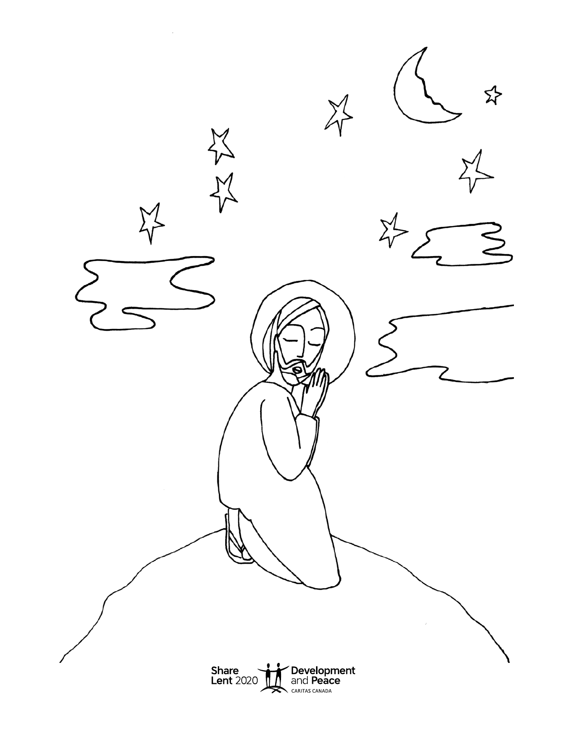Share Lent 2020 Development and Peace CARITAS CANADA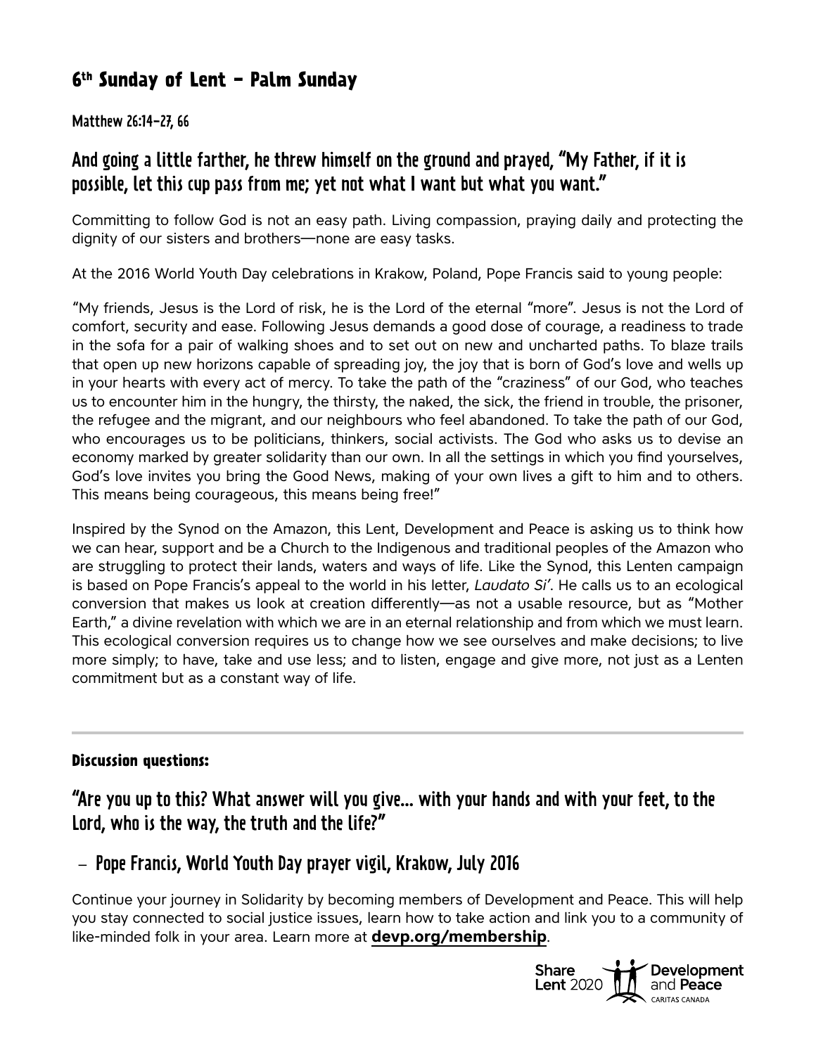## 6th Sunday of Lent – Palm Sunday

**Matthew 26:14–27, 66**

### And going a little farther, he threw himself on the ground and prayed, “My Father, if it is possible, let this cup pass from me; yet not what I want but what you want.”

Committing to follow God is not an easy path. Living compassion, praying daily and protecting the dignity of our sisters and brothers—none are easy tasks.

At the 2016 World Youth Day celebrations in Krakow, Poland, Pope Francis said to young people:

“My friends, Jesus is the Lord of risk, he is the Lord of the eternal “more”. Jesus is not the Lord of comfort, security and ease. Following Jesus demands a good dose of courage, a readiness to trade in the sofa for a pair of walking shoes and to set out on new and uncharted paths. To blaze trails that open up new horizons capable of spreading joy, the joy that is born of God’s love and wells up in your hearts with every act of mercy. To take the path of the “craziness” of our God, who teaches us to encounter him in the hungry, the thirsty, the naked, the sick, the friend in trouble, the prisoner, the refugee and the migrant, and our neighbours who feel abandoned. To take the path of our God, who encourages us to be politicians, thinkers, social activists. The God who asks us to devise an economy marked by greater solidarity than our own. In all the settings in which you find yourselves, God’s love invites you bring the Good News, making of your own lives a gift to him and to others. This means being courageous, this means being free!”

Inspired by the Synod on the Amazon, this Lent, Development and Peace is asking us to think how we can hear, support and be a Church to the Indigenous and traditional peoples of the Amazon who are struggling to protect their lands, waters and ways of life. Like the Synod, this Lenten campaign is based on Pope Francis’s appeal to the world in his letter, *Laudato Si’*. He calls us to an ecological conversion that makes us look at creation differently—as not a usable resource, but as “Mother Earth,” a divine revelation with which we are in an eternal relationship and from which we must learn. This ecological conversion requires us to change how we see ourselves and make decisions; to live more simply; to have, take and use less; and to listen, engage and give more, not just as a Lenten commitment but as a constant way of life.

---

**Discussion questions:**

### “Are you up to this? What answer will you give… with your hands and with your feet, to the Lord, who is the way, the truth and the life?”

### – Pope Francis, World Youth Day prayer vigil, Krakow, July 2016

Continue your journey in Solidarity by becoming members of Development and Peace. This will help you stay connected to social justice issues, learn how to take action and link you to a community of like-minded folk in your area. Learn more at **devp.org/membership**.

Share Lent 2020 — Development and Peace — Caritas Canada